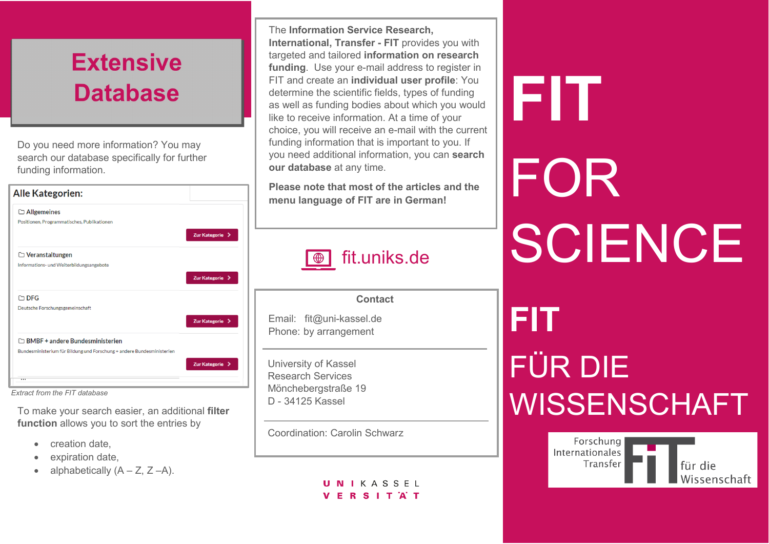## Extensive Database

Do you need more information? You may search our database specifically for further funding information.

**Alle Kategorien:**

- Allgemeines
  Positionen, Programmatisches, Publikationen
  Zur Kategorie
- Veranstaltungen
  Informations- und Weiterbildungsangebote
  Zur Kategorie
- DFG
  Deutsche Forschungsgemeinschaft
  Zur Kategorie
- BMBF + andere Bundesministerien
  Bundesministerium für Bildung und Forschung + andere Bundesministerien
  Zur Kategorie

...

*Extract from the FIT database*

To make your search easier, an additional **filter function** allows you to sort the entries by

- creation date,
- expiration date,
- alphabetically (A – Z, Z –A).

The **Information Service Research, International, Transfer - FIT** provides you with targeted and tailored **information on research funding**. Use your e-mail address to register in FIT and create an **individual user profile**: You determine the scientific fields, types of funding as well as funding bodies about which you would like to receive information. At a time of your choice, you will receive an e-mail with the current funding information that is important to you. If you need additional information, you can **search our database** at any time.

**Please note that most of the articles and the menu language of FIT are in German!**

fit.uniks.de

### Contact

Email: fit@uni-kassel.de
Phone: by arrangement

University of Kassel
Research Services
Mönchebergstraße 19
D - 34125 Kassel

Coordination: Carolin Schwarz

UNIKASSEL VERSITÄT

# FIT FOR SCIENCE

# FIT FÜR DIE WISSENSCHAFT

Forschung Internationales Transfer FIT für die Wissenschaft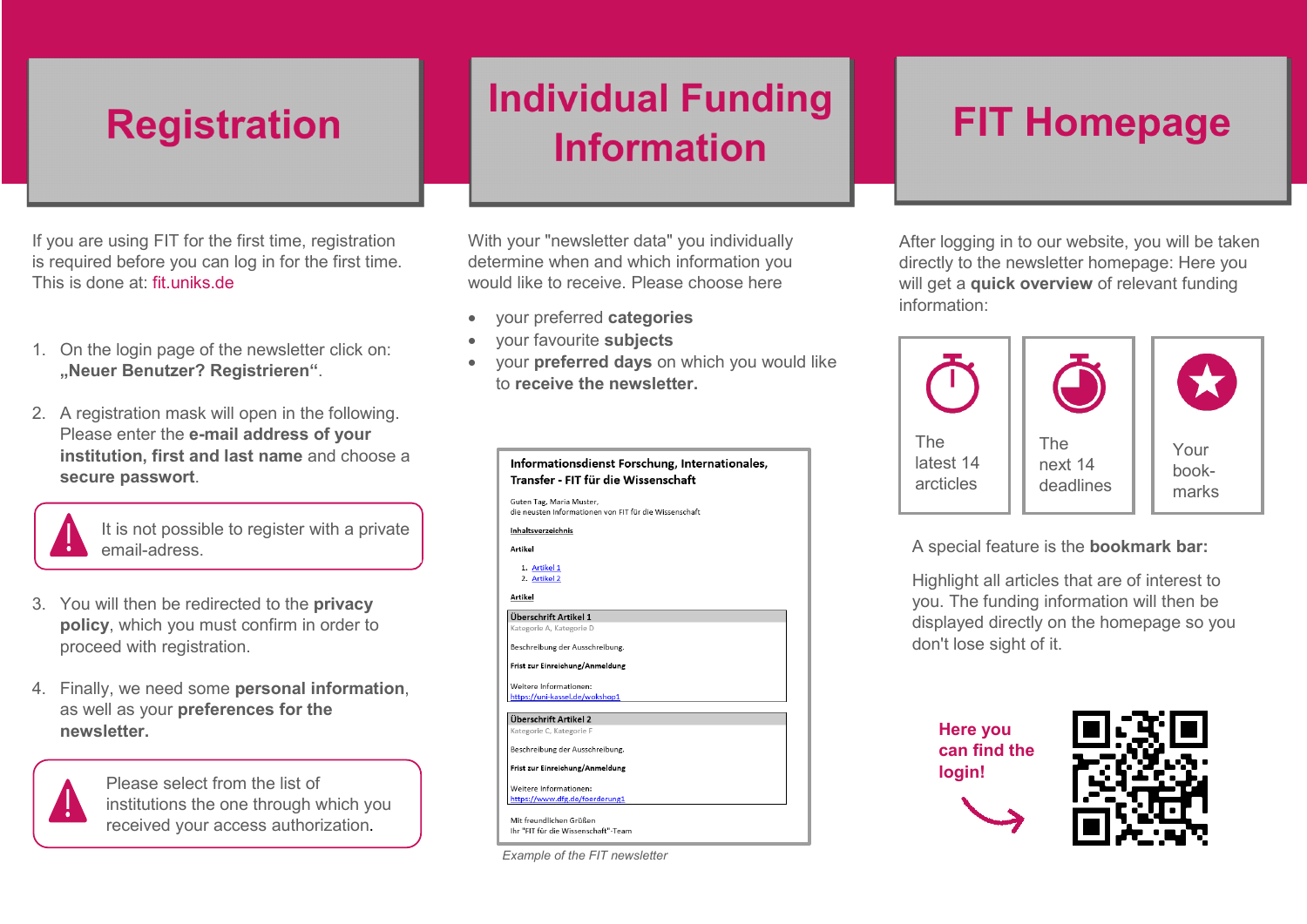## Registration

If you are using FIT for the first time, registration is required before you can log in for the first time. This is done at: fit.uniks.de

1. On the login page of the newsletter click on: **„Neuer Benutzer? Registrieren“**.
2. A registration mask will open in the following. Please enter the **e-mail address of your institution, first and last name** and choose a **secure passwort**.

> It is not possible to register with a private email-adress.

3. You will then be redirected to the **privacy policy**, which you must confirm in order to proceed with registration.
4. Finally, we need some **personal information**, as well as your **preferences for the newsletter.**

> Please select from the list of institutions the one through which you received your access authorization.

## Individual Funding Information

With your "newsletter data" you individually determine when and which information you would like to receive. Please choose here

- your preferred **categories**
- your favourite **subjects**
- your **preferred days** on which you would like to **receive the newsletter.**

**Informationsdienst Forschung, Internationales, Transfer - FIT für die Wissenschaft**

Guten Tag, Maria Muster,
die neusten Informationen von FIT für die Wissenschaft

**Inhaltsverzeichnis**

**Artikel**

1. Artikel 1
2. Artikel 2

**Artikel**

**Überschrift Artikel 1**
Kategorie A, Kategorie D

Beschreibung der Ausschreibung.

**Frist zur Einreichung/Anmeldung**

Weitere Informationen:
https://uni-kassel.de/wokshop1

**Überschrift Artikel 2**
Kategorie C, Kategorie F

Beschreibung der Ausschreibung.

**Frist zur Einreichung/Anmeldung**

Weitere Informationen:
https://www.dfg.de/foerderung1

Mit freundlichen Grüßen
Ihr "FIT für die Wissenschaft"-Team

*Example of the FIT newsletter*

## FIT Homepage

After logging in to our website, you will be taken directly to the newsletter homepage: Here you will get a **quick overview** of relevant funding information:

- The latest 14 arcticles
- The next 14 deadlines
- Your book-marks

A special feature is the **bookmark bar:**

Highlight all articles that are of interest to you. The funding information will then be displayed directly on the homepage so you don't lose sight of it.

**Here you can find the login!**